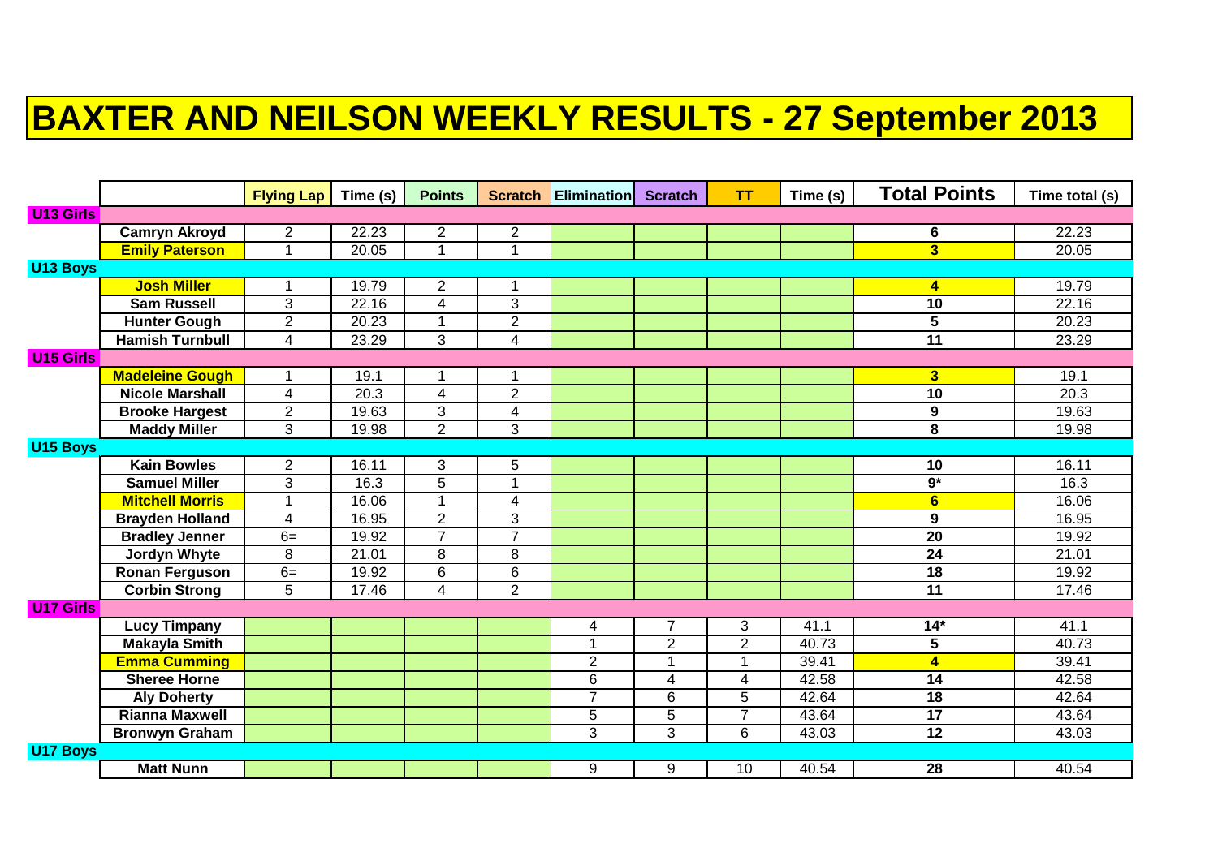# BAXTER AND NEILSON WEEKLY RESULTS - 27 September 2013

| | | Flying Lap | Time (s) | Points | Scratch | Elimination | Scratch | TT | Time (s) | Total Points | Time total (s) |
|---|---|---|---|---|---|---|---|---|---|---|---|
| **U13 Girls** | | | | | | | | | | | |
| | **Camryn Akroyd** | 2 | 22.23 | 2 | 2 | | | | | **6** | 22.23 |
| | **Emily Paterson** | 1 | 20.05 | 1 | 1 | | | | | **3** | 20.05 |
| **U13 Boys** | | | | | | | | | | | |
| | **Josh Miller** | 1 | 19.79 | 2 | 1 | | | | | **4** | 19.79 |
| | **Sam Russell** | 3 | 22.16 | 4 | 3 | | | | | **10** | 22.16 |
| | **Hunter Gough** | 2 | 20.23 | 1 | 2 | | | | | **5** | 20.23 |
| | **Hamish Turnbull** | 4 | 23.29 | 3 | 4 | | | | | **11** | 23.29 |
| **U15 Girls** | | | | | | | | | | | |
| | **Madeleine Gough** | 1 | 19.1 | 1 | 1 | | | | | **3** | 19.1 |
| | **Nicole Marshall** | 4 | 20.3 | 4 | 2 | | | | | **10** | 20.3 |
| | **Brooke Hargest** | 2 | 19.63 | 3 | 4 | | | | | **9** | 19.63 |
| | **Maddy Miller** | 3 | 19.98 | 2 | 3 | | | | | **8** | 19.98 |
| **U15 Boys** | | | | | | | | | | | |
| | **Kain Bowles** | 2 | 16.11 | 3 | 5 | | | | | **10** | 16.11 |
| | **Samuel Miller** | 3 | 16.3 | 5 | 1 | | | | | **9*** | 16.3 |
| | **Mitchell Morris** | 1 | 16.06 | 1 | 4 | | | | | **6** | 16.06 |
| | **Brayden Holland** | 4 | 16.95 | 2 | 3 | | | | | **9** | 16.95 |
| | **Bradley Jenner** | 6= | 19.92 | 7 | 7 | | | | | **20** | 19.92 |
| | **Jordyn Whyte** | 8 | 21.01 | 8 | 8 | | | | | **24** | 21.01 |
| | **Ronan Ferguson** | 6= | 19.92 | 6 | 6 | | | | | **18** | 19.92 |
| | **Corbin Strong** | 5 | 17.46 | 4 | 2 | | | | | **11** | 17.46 |
| **U17 Girls** | | | | | | | | | | | |
| | **Lucy Timpany** | | | | | 4 | 7 | 3 | 41.1 | **14*** | 41.1 |
| | **Makayla Smith** | | | | | 1 | 2 | 2 | 40.73 | **5** | 40.73 |
| | **Emma Cumming** | | | | | 2 | 1 | 1 | 39.41 | **4** | 39.41 |
| | **Sheree Horne** | | | | | 6 | 4 | 4 | 42.58 | **14** | 42.58 |
| | **Aly Doherty** | | | | | 7 | 6 | 5 | 42.64 | **18** | 42.64 |
| | **Rianna Maxwell** | | | | | 5 | 5 | 7 | 43.64 | **17** | 43.64 |
| | **Bronwyn Graham** | | | | | 3 | 3 | 6 | 43.03 | **12** | 43.03 |
| **U17 Boys** | | | | | | | | | | | |
| | **Matt Nunn** | | | | | 9 | 9 | 10 | 40.54 | **28** | 40.54 |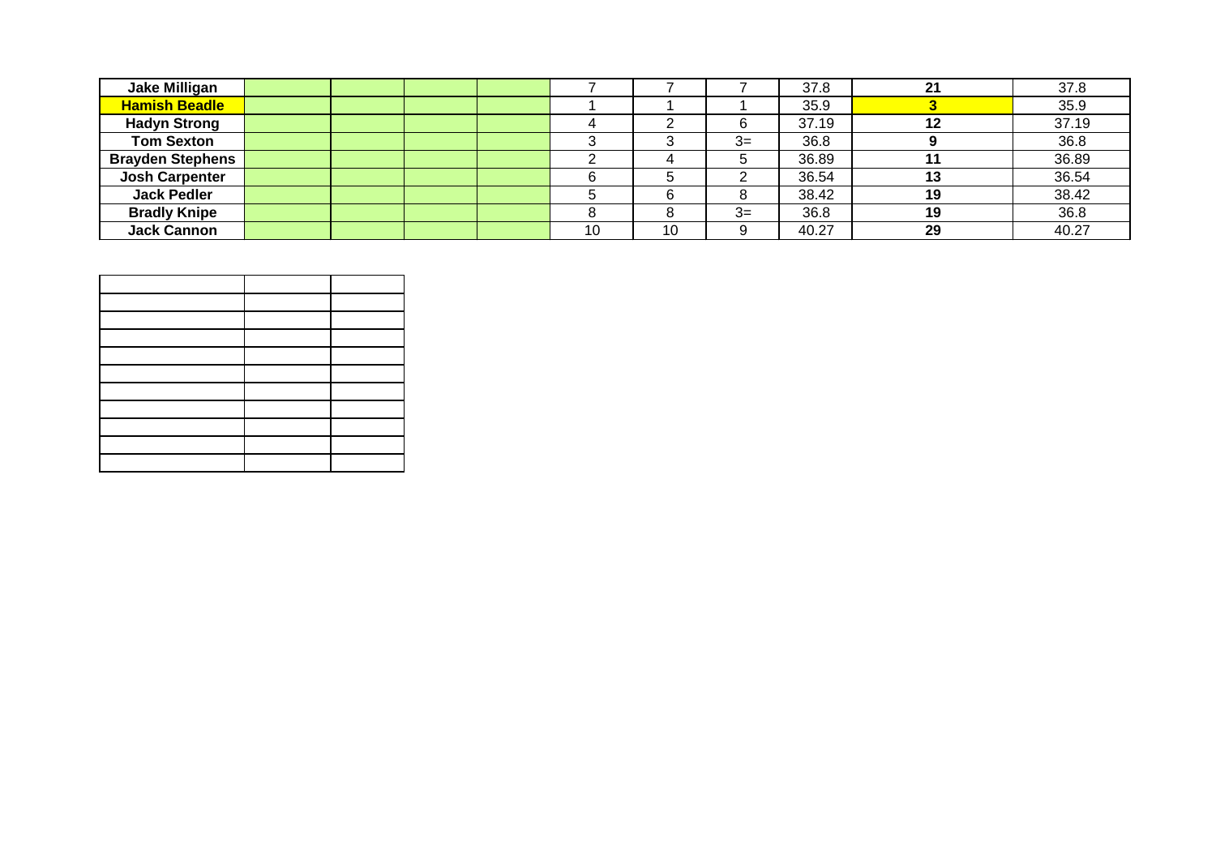| | | | | | | | | | | |
|---|---|---|---|---|---|---|---|---|---|---|
| **Jake Milligan** | | | | | 7 | 7 | 7 | 37.8 | **21** | 37.8 |
| **Hamish Beadle** | | | | | 1 | 1 | 1 | 35.9 | **3** | 35.9 |
| **Hadyn Strong** | | | | | 4 | 2 | 6 | 37.19 | **12** | 37.19 |
| **Tom Sexton** | | | | | 3 | 3 | 3= | 36.8 | **9** | 36.8 |
| **Brayden Stephens** | | | | | 2 | 4 | 5 | 36.89 | **11** | 36.89 |
| **Josh Carpenter** | | | | | 6 | 5 | 2 | 36.54 | **13** | 36.54 |
| **Jack Pedler** | | | | | 5 | 6 | 8 | 38.42 | **19** | 38.42 |
| **Bradly Knipe** | | | | | 8 | 8 | 3= | 36.8 | **19** | 36.8 |
| **Jack Cannon** | | | | | 10 | 10 | 9 | 40.27 | **29** | 40.27 |